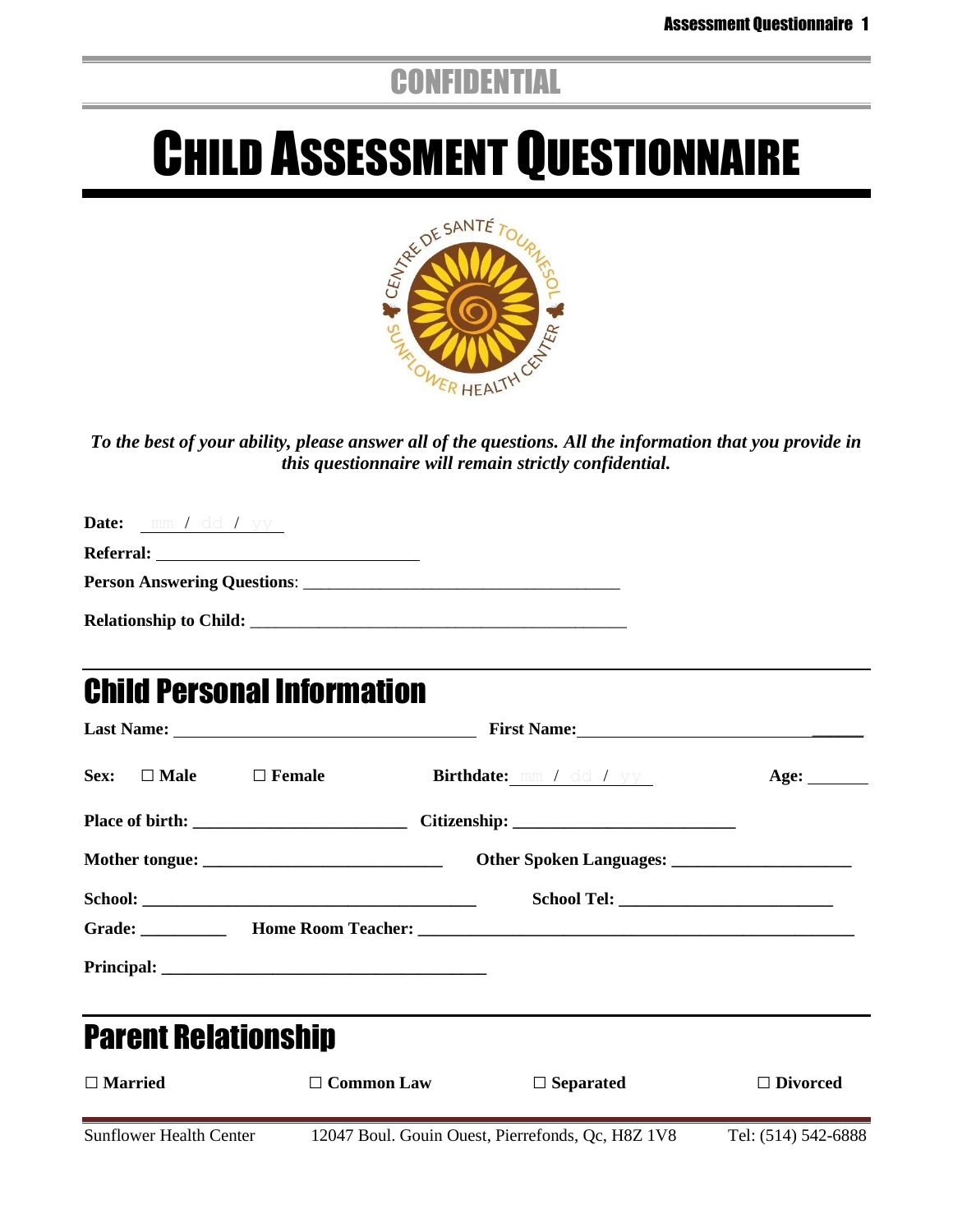## CONFIDENTIAL

# CHILD ASSESSMENT QUESTIONNAIRE

*To the best of your ability, please answer all of the questions. All the information that you provide in this questionnaire will remain strictly confidential.*

**Date:** mm / dd / yy

**Referral:** ______________________________

**Person Answering Questions**: ____________________________________

**Relationship to Child:** ___________________________________________

## Child Personal Information

**Last Name:** __________________________________ **First Name:** ______________________________

**Sex:** ☐ **Male** ☐ **Female** **Birthdate:** mm / dd / yy **Age:** _______

**Place of birth:** ________________________ **Citizenship:** _________________________

**Mother tongue:** ___________________________ **Other Spoken Languages:** ____________________

**School:** ______________________________________ **School Tel:** ________________________

**Grade:** __________ **Home Room Teacher:** ___________________________________________________

**Principal:** ______________________________________

## Parent Relationship

☐ **Married** ☐ **Common Law** ☐ **Separated** ☐ **Divorced**

Sunflower Health Center 12047 Boul. Gouin Ouest, Pierrefonds, Qc, H8Z 1V8 Tel: (514) 542-6888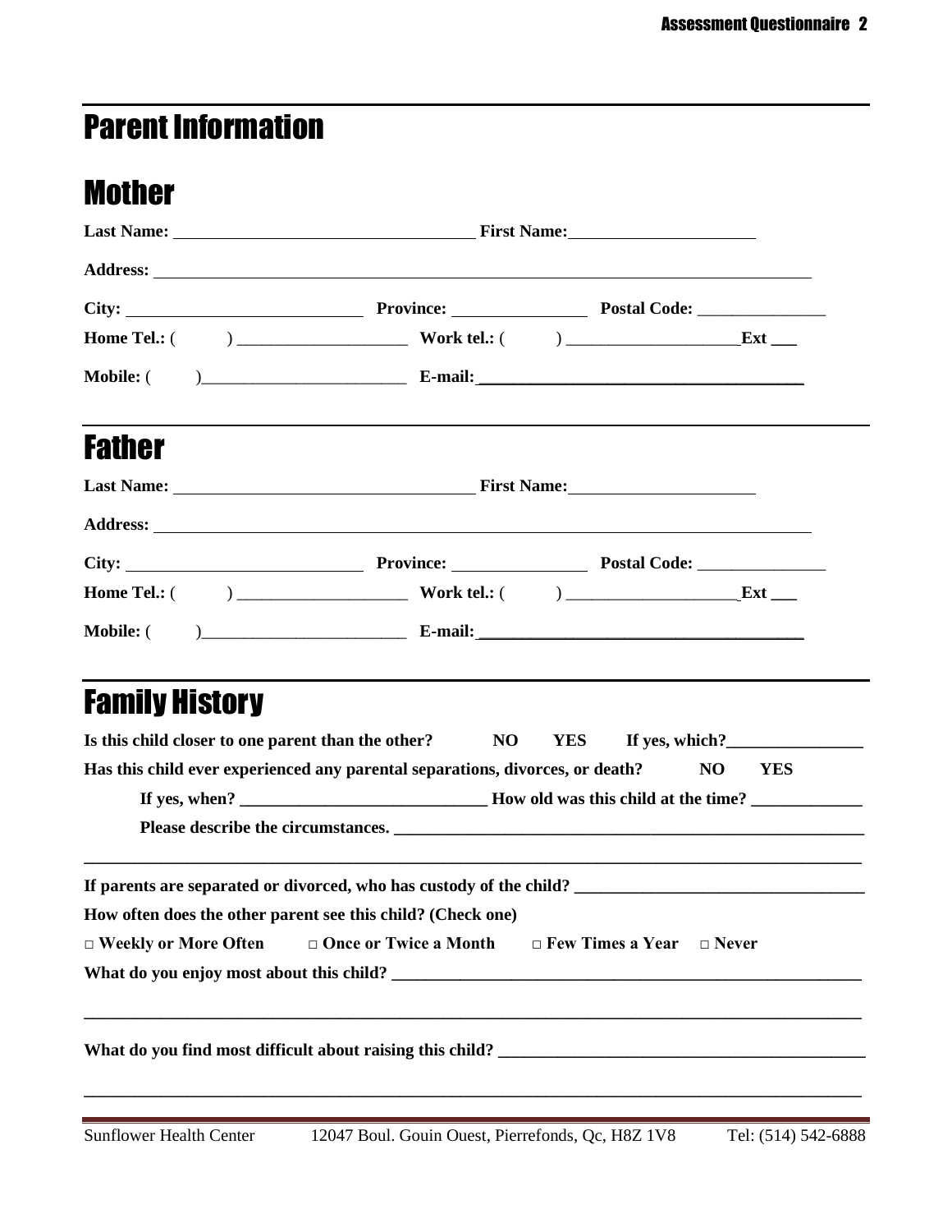# Parent Information

## Mother

**Last Name:** \_\_\_\_\_\_\_\_\_\_\_\_\_\_\_\_\_\_\_\_\_\_\_\_\_\_\_\_\_\_ **First Name:** \_\_\_\_\_\_\_\_\_\_\_\_\_\_\_\_\_\_\_\_

**Address:** \_\_\_\_\_\_\_\_\_\_\_\_\_\_\_\_\_\_\_\_\_\_\_\_\_\_\_\_\_\_\_\_\_\_\_\_\_\_\_\_\_\_\_\_\_\_\_\_\_\_\_\_\_\_\_\_\_\_

**City:** \_\_\_\_\_\_\_\_\_\_\_\_\_\_\_\_\_\_\_\_\_\_ **Province:** \_\_\_\_\_\_\_\_\_\_\_\_\_\_ **Postal Code:** \_\_\_\_\_\_\_\_\_\_\_\_\_\_

**Home Tel.:** (      ) \_\_\_\_\_\_\_\_\_\_\_\_\_\_\_\_\_\_\_\_ **Work tel.:** (      ) \_\_\_\_\_\_\_\_\_\_\_\_\_\_\_\_\_\_\_\_ **Ext** \_\_\_

**Mobile:** (      )\_\_\_\_\_\_\_\_\_\_\_\_\_\_\_\_\_\_\_\_\_\_\_\_ **E-mail:** \_\_\_\_\_\_\_\_\_\_\_\_\_\_\_\_\_\_\_\_\_\_\_\_\_\_\_\_\_\_\_\_\_\_\_\_\_\_

## Father

**Last Name:** \_\_\_\_\_\_\_\_\_\_\_\_\_\_\_\_\_\_\_\_\_\_\_\_\_\_\_\_\_\_ **First Name:** \_\_\_\_\_\_\_\_\_\_\_\_\_\_\_\_\_\_\_\_

**Address:** \_\_\_\_\_\_\_\_\_\_\_\_\_\_\_\_\_\_\_\_\_\_\_\_\_\_\_\_\_\_\_\_\_\_\_\_\_\_\_\_\_\_\_\_\_\_\_\_\_\_\_\_\_\_\_\_\_\_

**City:** \_\_\_\_\_\_\_\_\_\_\_\_\_\_\_\_\_\_\_\_\_\_ **Province:** \_\_\_\_\_\_\_\_\_\_\_\_\_\_ **Postal Code:** \_\_\_\_\_\_\_\_\_\_\_\_\_\_

**Home Tel.:** (      ) \_\_\_\_\_\_\_\_\_\_\_\_\_\_\_\_\_\_\_\_ **Work tel.:** (      ) \_\_\_\_\_\_\_\_\_\_\_\_\_\_\_\_\_\_\_\_ **Ext** \_\_\_

**Mobile:** (      )\_\_\_\_\_\_\_\_\_\_\_\_\_\_\_\_\_\_\_\_\_\_\_\_ **E-mail:** \_\_\_\_\_\_\_\_\_\_\_\_\_\_\_\_\_\_\_\_\_\_\_\_\_\_\_\_\_\_\_\_\_\_\_\_\_\_

## Family History

**Is this child closer to one parent than the other?     NO     YES     If yes, which?** \_\_\_\_\_\_\_\_\_\_\_\_\_\_\_\_

**Has this child ever experienced any parental separations, divorces, or death?     NO     YES**

**If yes, when?** \_\_\_\_\_\_\_\_\_\_\_\_\_\_\_\_\_\_\_\_\_\_\_\_\_\_\_\_ **How old was this child at the time?** \_\_\_\_\_\_\_\_\_\_\_\_\_

**Please describe the circumstances.** \_\_\_\_\_\_\_\_\_\_\_\_\_\_\_\_\_\_\_\_\_\_\_\_\_\_\_\_\_\_\_\_\_\_\_\_\_\_\_\_\_\_\_\_\_\_\_\_\_\_\_\_\_\_

\_\_\_\_\_\_\_\_\_\_\_\_\_\_\_\_\_\_\_\_\_\_\_\_\_\_\_\_\_\_\_\_\_\_\_\_\_\_\_\_\_\_\_\_\_\_\_\_\_\_\_\_\_\_\_\_\_\_\_\_\_\_\_\_\_\_\_\_\_\_\_\_\_\_\_\_\_\_\_\_\_\_\_\_\_\_\_\_\_\_\_

**If parents are separated or divorced, who has custody of the child?** \_\_\_\_\_\_\_\_\_\_\_\_\_\_\_\_\_\_\_\_\_\_\_\_\_\_\_\_\_\_\_\_\_

**How often does the other parent see this child? (Check one)**

**□ Weekly or More Often     □ Once or Twice a Month     □ Few Times a Year     □ Never**

**What do you enjoy most about this child?** \_\_\_\_\_\_\_\_\_\_\_\_\_\_\_\_\_\_\_\_\_\_\_\_\_\_\_\_\_\_\_\_\_\_\_\_\_\_\_\_\_\_\_\_\_\_\_\_\_\_\_\_\_\_\_

\_\_\_\_\_\_\_\_\_\_\_\_\_\_\_\_\_\_\_\_\_\_\_\_\_\_\_\_\_\_\_\_\_\_\_\_\_\_\_\_\_\_\_\_\_\_\_\_\_\_\_\_\_\_\_\_\_\_\_\_\_\_\_\_\_\_\_\_\_\_\_\_\_\_\_\_\_\_\_\_\_\_\_\_\_\_\_\_\_\_\_

**What do you find most difficult about raising this child?** \_\_\_\_\_\_\_\_\_\_\_\_\_\_\_\_\_\_\_\_\_\_\_\_\_\_\_\_\_\_\_\_\_\_\_\_\_\_\_\_\_\_

\_\_\_\_\_\_\_\_\_\_\_\_\_\_\_\_\_\_\_\_\_\_\_\_\_\_\_\_\_\_\_\_\_\_\_\_\_\_\_\_\_\_\_\_\_\_\_\_\_\_\_\_\_\_\_\_\_\_\_\_\_\_\_\_\_\_\_\_\_\_\_\_\_\_\_\_\_\_\_\_\_\_\_\_\_\_\_\_\_\_\_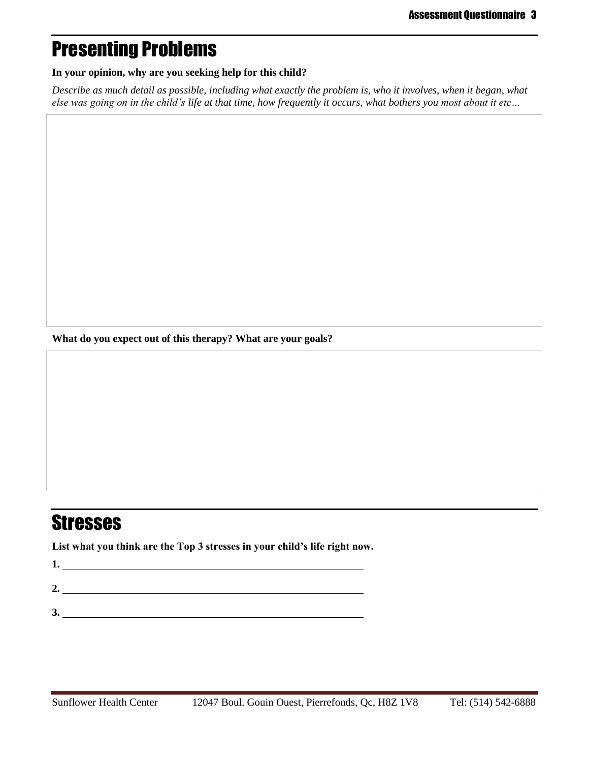## Presenting Problems

**In your opinion, why are you seeking help for this child?**

*Describe as much detail as possible, including what exactly the problem is, who it involves, when it began, what else was going on in the child's life at that time, how frequently it occurs, what bothers you most about it etc…*

**What do you expect out of this therapy? What are your goals?**

## Stresses

**List what you think are the Top 3 stresses in your child's life right now.**

**1.** \_\_\_\_\_\_\_\_\_\_\_\_\_\_\_\_\_\_\_\_\_\_\_\_\_\_\_\_\_\_\_\_\_\_\_\_\_\_\_\_

**2.** \_\_\_\_\_\_\_\_\_\_\_\_\_\_\_\_\_\_\_\_\_\_\_\_\_\_\_\_\_\_\_\_\_\_\_\_\_\_\_\_

**3.** \_\_\_\_\_\_\_\_\_\_\_\_\_\_\_\_\_\_\_\_\_\_\_\_\_\_\_\_\_\_\_\_\_\_\_\_\_\_\_\_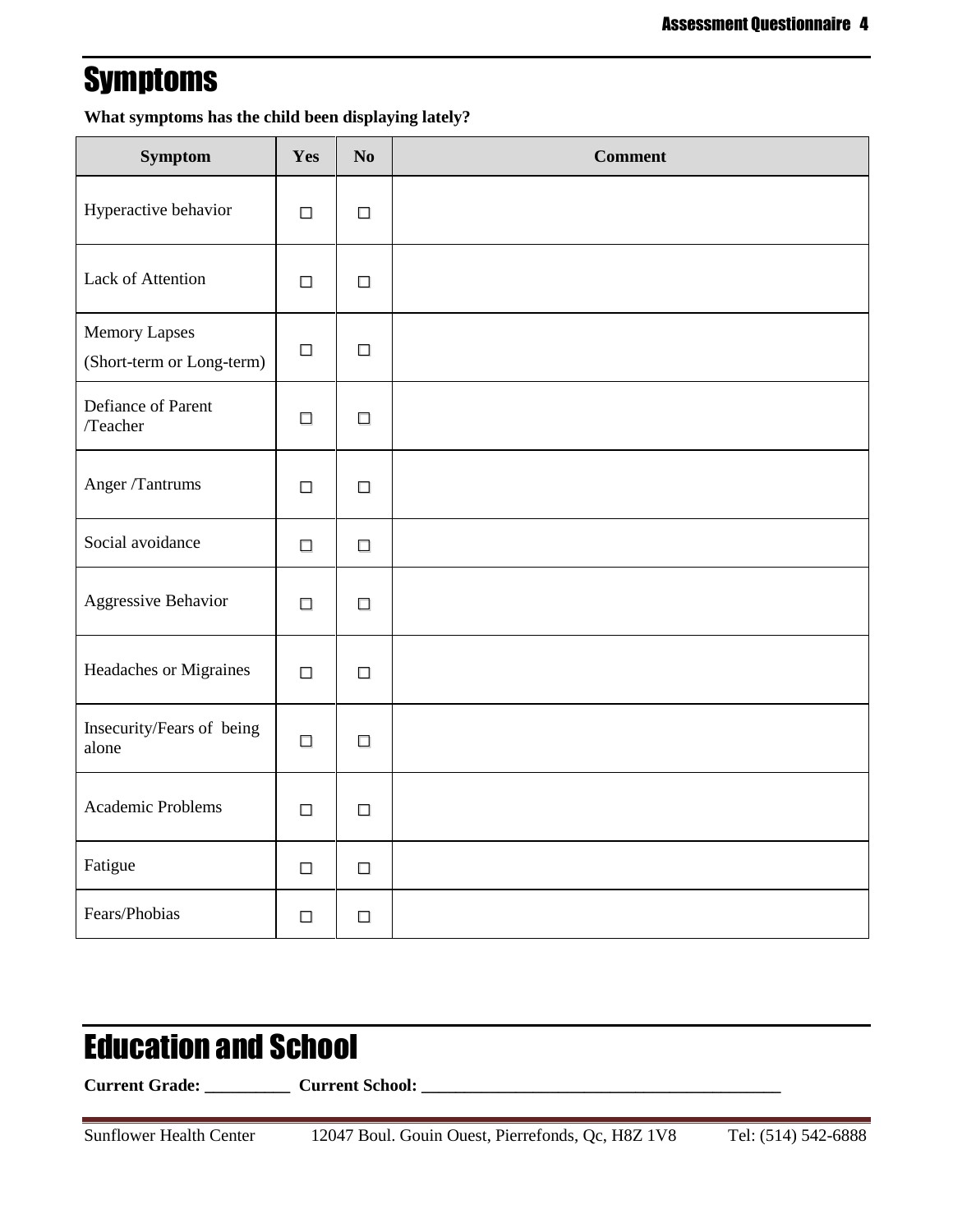# Symptoms

**What symptoms has the child been displaying lately?**

| Symptom | Yes | No | Comment |
|---|---|---|---|
| Hyperactive behavior | ☐ | ☐ | |
| Lack of Attention | ☐ | ☐ | |
| Memory Lapses (Short-term or Long-term) | ☐ | ☐ | |
| Defiance of Parent /Teacher | ☐ | ☐ | |
| Anger /Tantrums | ☐ | ☐ | |
| Social avoidance | ☐ | ☐ | |
| Aggressive Behavior | ☐ | ☐ | |
| Headaches or Migraines | ☐ | ☐ | |
| Insecurity/Fears of being alone | ☐ | ☐ | |
| Academic Problems | ☐ | ☐ | |
| Fatigue | ☐ | ☐ | |
| Fears/Phobias | ☐ | ☐ | |

# Education and School

**Current Grade: __________ Current School: ___________________________________________**

Sunflower Health Center 12047 Boul. Gouin Ouest, Pierrefonds, Qc, H8Z 1V8 Tel: (514) 542-6888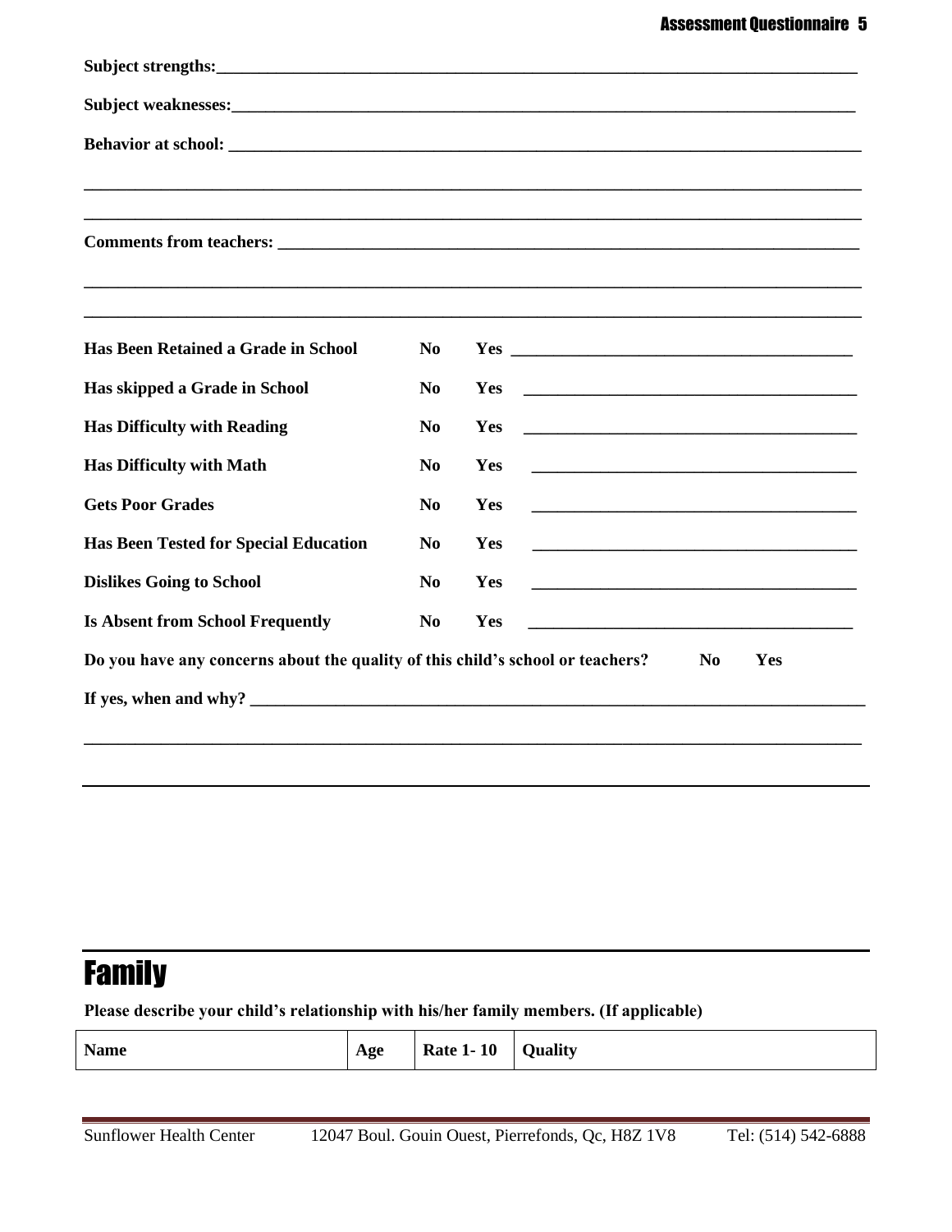**Subject strengths:**\_\_\_\_\_\_\_\_\_\_\_\_\_\_\_\_\_\_\_\_\_\_\_\_\_\_\_\_\_\_\_\_\_\_\_\_\_\_\_\_

**Subject weaknesses:**\_\_\_\_\_\_\_\_\_\_\_\_\_\_\_\_\_\_\_\_\_\_\_\_\_\_\_\_\_\_\_\_\_\_\_\_\_\_\_\_

**Behavior at school:** \_\_\_\_\_\_\_\_\_\_\_\_\_\_\_\_\_\_\_\_\_\_\_\_\_\_\_\_\_\_\_\_\_\_\_\_\_\_\_\_

\_\_\_\_\_\_\_\_\_\_\_\_\_\_\_\_\_\_\_\_\_\_\_\_\_\_\_\_\_\_\_\_\_\_\_\_\_\_\_\_\_\_\_\_\_\_\_\_\_\_\_\_

\_\_\_\_\_\_\_\_\_\_\_\_\_\_\_\_\_\_\_\_\_\_\_\_\_\_\_\_\_\_\_\_\_\_\_\_\_\_\_\_\_\_\_\_\_\_\_\_\_\_\_\_

**Comments from teachers:** \_\_\_\_\_\_\_\_\_\_\_\_\_\_\_\_\_\_\_\_\_\_\_\_\_\_\_\_\_\_\_\_\_\_\_\_\_\_\_\_

\_\_\_\_\_\_\_\_\_\_\_\_\_\_\_\_\_\_\_\_\_\_\_\_\_\_\_\_\_\_\_\_\_\_\_\_\_\_\_\_\_\_\_\_\_\_\_\_\_\_\_\_

\_\_\_\_\_\_\_\_\_\_\_\_\_\_\_\_\_\_\_\_\_\_\_\_\_\_\_\_\_\_\_\_\_\_\_\_\_\_\_\_\_\_\_\_\_\_\_\_\_\_\_\_

| | | | |
|---|---|---|---|
| **Has Been Retained a Grade in School** | **No** | **Yes** | \_\_\_\_\_\_\_\_\_\_\_\_\_\_\_\_\_\_\_\_ |
| **Has skipped a Grade in School** | **No** | **Yes** | \_\_\_\_\_\_\_\_\_\_\_\_\_\_\_\_\_\_\_\_ |
| **Has Difficulty with Reading** | **No** | **Yes** | \_\_\_\_\_\_\_\_\_\_\_\_\_\_\_\_\_\_\_\_ |
| **Has Difficulty with Math** | **No** | **Yes** | \_\_\_\_\_\_\_\_\_\_\_\_\_\_\_\_\_\_\_\_ |
| **Gets Poor Grades** | **No** | **Yes** | \_\_\_\_\_\_\_\_\_\_\_\_\_\_\_\_\_\_\_\_ |
| **Has Been Tested for Special Education** | **No** | **Yes** | \_\_\_\_\_\_\_\_\_\_\_\_\_\_\_\_\_\_\_\_ |
| **Dislikes Going to School** | **No** | **Yes** | \_\_\_\_\_\_\_\_\_\_\_\_\_\_\_\_\_\_\_\_ |
| **Is Absent from School Frequently** | **No** | **Yes** | \_\_\_\_\_\_\_\_\_\_\_\_\_\_\_\_\_\_\_\_ |

**Do you have any concerns about the quality of this child's school or teachers?** **No** **Yes**

**If yes, when and why?** \_\_\_\_\_\_\_\_\_\_\_\_\_\_\_\_\_\_\_\_\_\_\_\_\_\_\_\_\_\_\_\_\_\_\_\_\_\_\_\_

\_\_\_\_\_\_\_\_\_\_\_\_\_\_\_\_\_\_\_\_\_\_\_\_\_\_\_\_\_\_\_\_\_\_\_\_\_\_\_\_\_\_\_\_\_\_\_\_\_\_\_\_

# Family

**Please describe your child's relationship with his/her family members. (If applicable)**

| Name | Age | Rate 1- 10 | Quality |
|---|---|---|---|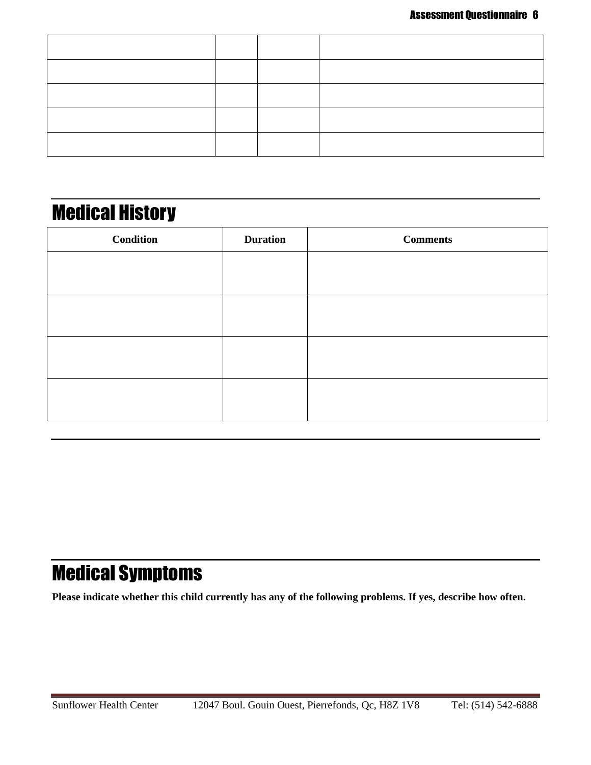| | | | |
|---|---|---|---|
| | | | |
| | | | |
| | | | |
| | | | |
| | | | |

## Medical History

| Condition | Duration | Comments |
|---|---|---|
| | | |
| | | |
| | | |
| | | |

## Medical Symptoms

**Please indicate whether this child currently has any of the following problems. If yes, describe how often.**

Sunflower Health Center 12047 Boul. Gouin Ouest, Pierrefonds, Qc, H8Z 1V8 Tel: (514) 542-6888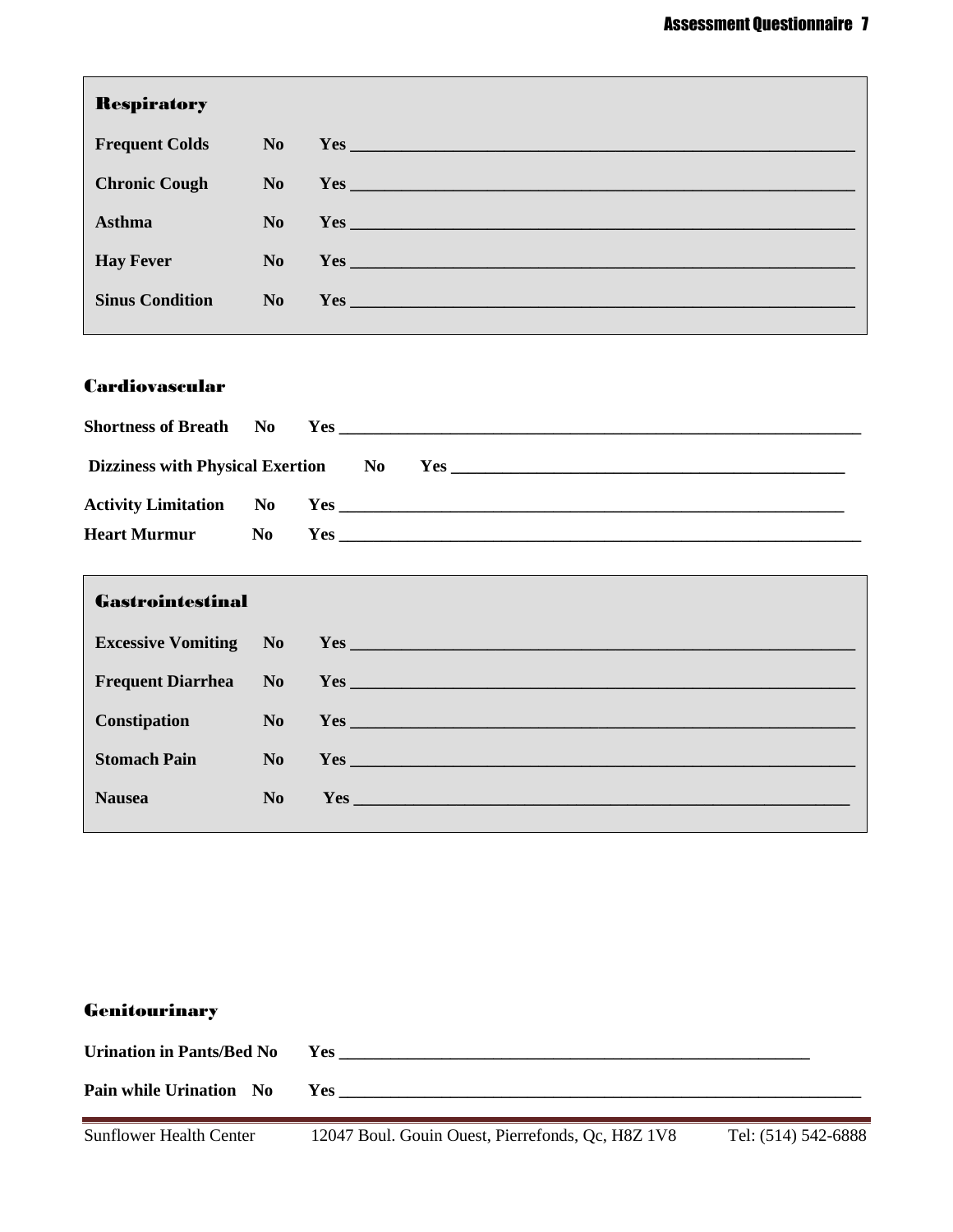## Respiratory

**Frequent Colds** **No** **Yes** ____________________________________________

**Chronic Cough** **No** **Yes** ____________________________________________

**Asthma** **No** **Yes** ____________________________________________

**Hay Fever** **No** **Yes** ____________________________________________

**Sinus Condition** **No** **Yes** ____________________________________________

## Cardiovascular

**Shortness of Breath** **No** **Yes** ____________________________________________

**Dizziness with Physical Exertion** **No** **Yes** ____________________________________________

**Activity Limitation** **No** **Yes** ____________________________________________

**Heart Murmur** **No** **Yes** ____________________________________________

## Gastrointestinal

**Excessive Vomiting** **No** **Yes** ____________________________________________

**Frequent Diarrhea** **No** **Yes** ____________________________________________

**Constipation** **No** **Yes** ____________________________________________

**Stomach Pain** **No** **Yes** ____________________________________________

**Nausea** **No** **Yes** ____________________________________________

## Genitourinary

**Urination in Pants/Bed** **No** **Yes** ____________________________________________

**Pain while Urination** **No** **Yes** ____________________________________________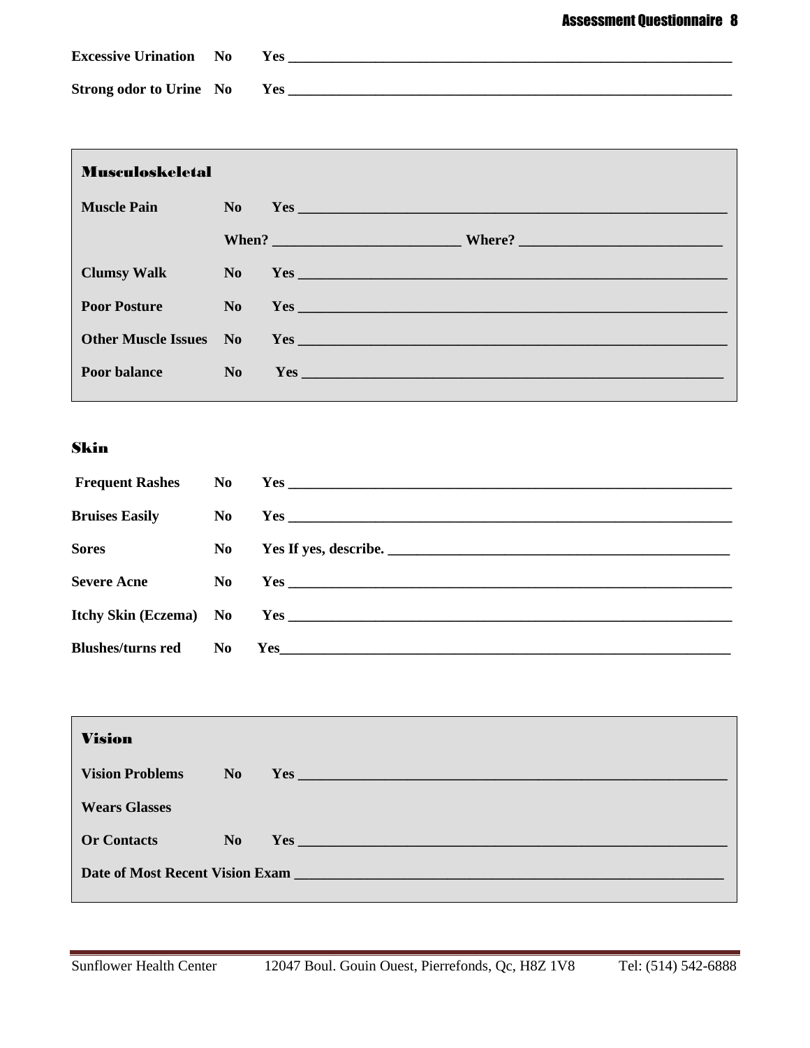**Excessive Urination** No Yes ______________________________________________

**Strong odor to Urine** No Yes ______________________________________________

## Musculoskeletal

**Muscle Pain** No Yes ______________________________________________

When? ____________________ Where? ______________________

**Clumsy Walk** No Yes ______________________________________________

**Poor Posture** No Yes ______________________________________________

**Other Muscle Issues** No Yes ______________________________________________

**Poor balance** No Yes ______________________________________________

## Skin

**Frequent Rashes** No Yes ______________________________________________

**Bruises Easily** No Yes ______________________________________________

**Sores** No Yes If yes, describe. ____________________________________

**Severe Acne** No Yes ______________________________________________

**Itchy Skin (Eczema)** No Yes ______________________________________________

**Blushes/turns red** No Yes______________________________________________

## Vision

**Vision Problems** No Yes ______________________________________________

**Wears Glasses**

**Or Contacts** No Yes ______________________________________________

**Date of Most Recent Vision Exam** ______________________________________________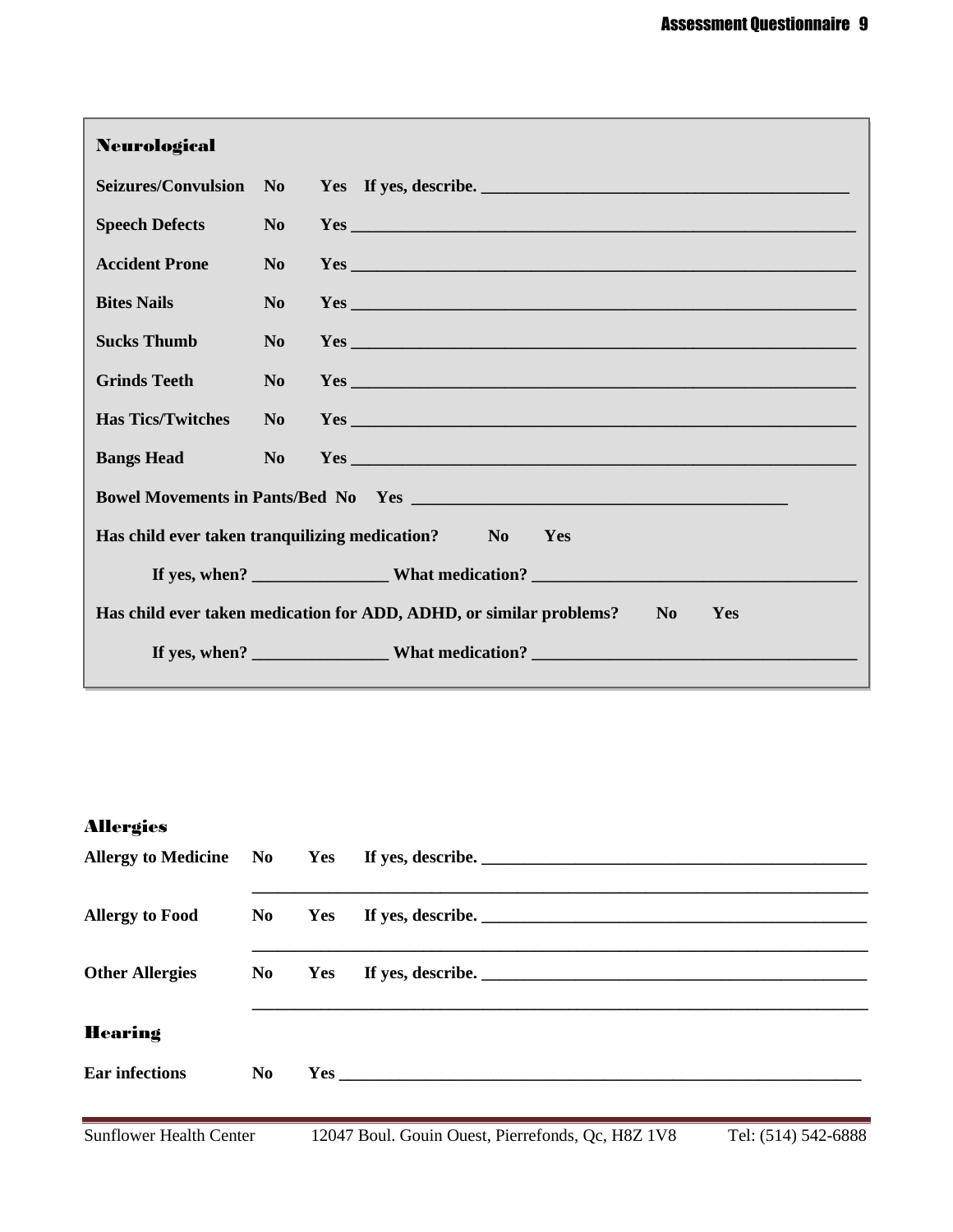## Neurological

**Seizures/Convulsion No Yes If yes, describe.** ________________________________________

**Speech Defects No Yes** ____________________________________________________________

**Accident Prone No Yes** ____________________________________________________________

**Bites Nails No Yes** ____________________________________________________________

**Sucks Thumb No Yes** ____________________________________________________________

**Grinds Teeth No Yes** ____________________________________________________________

**Has Tics/Twitches No Yes** ____________________________________________________________

**Bangs Head No Yes** ____________________________________________________________

**Bowel Movements in Pants/Bed No Yes** ____________________________________________

**Has child ever taken tranquilizing medication? No Yes**

**If yes, when?** _______________ **What medication?** _____________________________________

**Has child ever taken medication for ADD, ADHD, or similar problems? No Yes**

**If yes, when?** _______________ **What medication?** _____________________________________

## Allergies

**Allergy to Medicine No Yes If yes, describe.** ____________________________________________

______________________________________________________________________________

**Allergy to Food No Yes If yes, describe.** ____________________________________________

______________________________________________________________________________

**Other Allergies No Yes If yes, describe.** ____________________________________________

______________________________________________________________________________

## Hearing

**Ear infections No Yes** ____________________________________________________________

Sunflower Health Center 12047 Boul. Gouin Ouest, Pierrefonds, Qc, H8Z 1V8 Tel: (514) 542-6888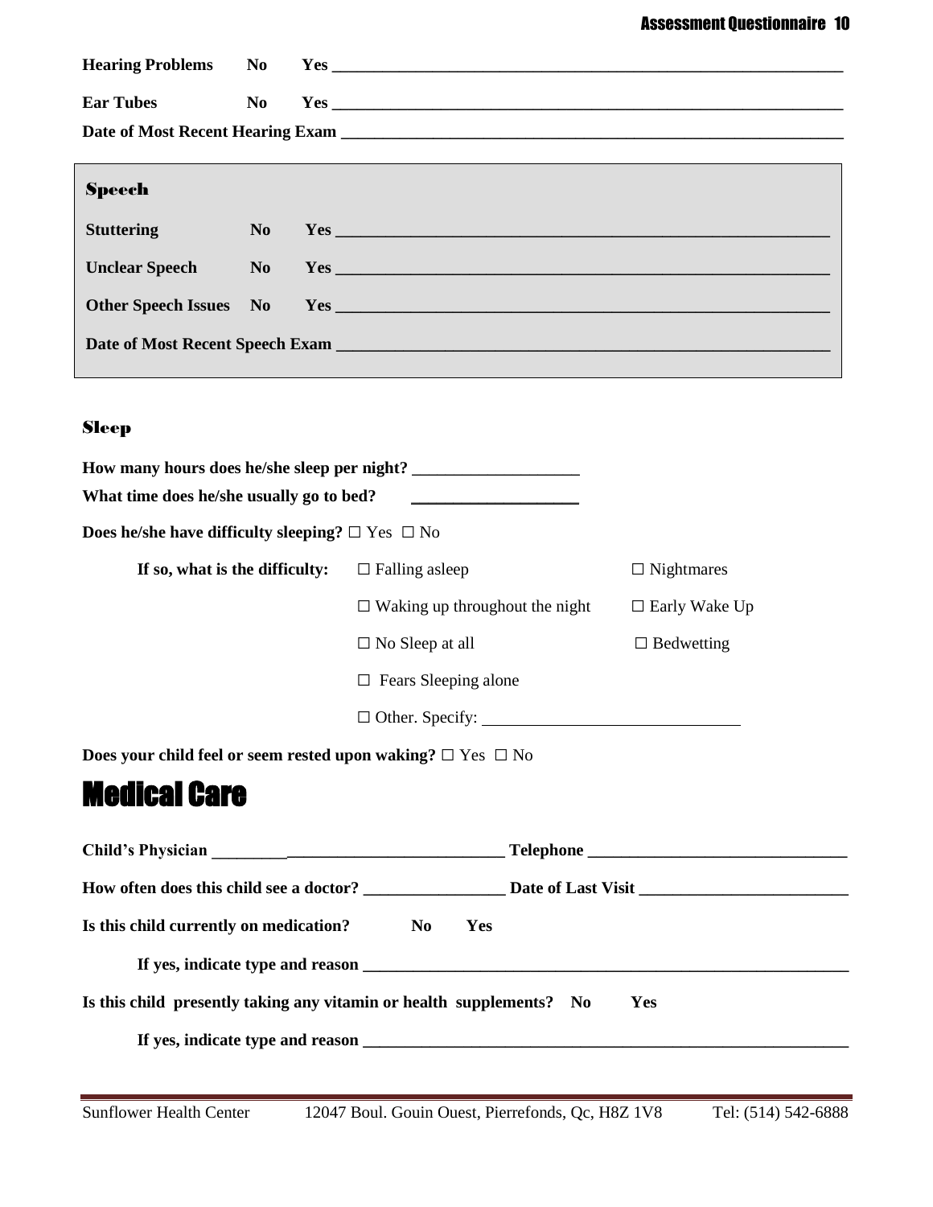**Hearing Problems** **No** **Yes** ______________________________________________________________

**Ear Tubes** **No** **Yes** ______________________________________________________________

**Date of Most Recent Hearing Exam** ______________________________________________________________

## Speech

**Stuttering** **No** **Yes** ______________________________________________________________

**Unclear Speech** **No** **Yes** ______________________________________________________________

**Other Speech Issues** **No** **Yes** ______________________________________________________________

**Date of Most Recent Speech Exam** ______________________________________________________________

## Sleep

**How many hours does he/she sleep per night?** ____________________

**What time does he/she usually go to bed?** ____________________

**Does he/she have difficulty sleeping?** ☐ Yes ☐ No

**If so, what is the difficulty:**

- ☐ Falling asleep
- ☐ Nightmares
- ☐ Waking up throughout the night
- ☐ Early Wake Up
- ☐ No Sleep at all
- ☐ Bedwetting
- ☐ Fears Sleeping alone
- ☐ Other. Specify: ________________________________

**Does your child feel or seem rested upon waking?** ☐ Yes ☐ No

# Medical Care

**Child's Physician** ____________________________________ **Telephone** ________________________________

**How often does this child see a doctor?** _________________ **Date of Last Visit** _________________________

**Is this child currently on medication?** **No** **Yes**

**If yes, indicate type and reason** ______________________________________________________________

**Is this child presently taking any vitamin or health supplements?** **No** **Yes**

**If yes, indicate type and reason** ______________________________________________________________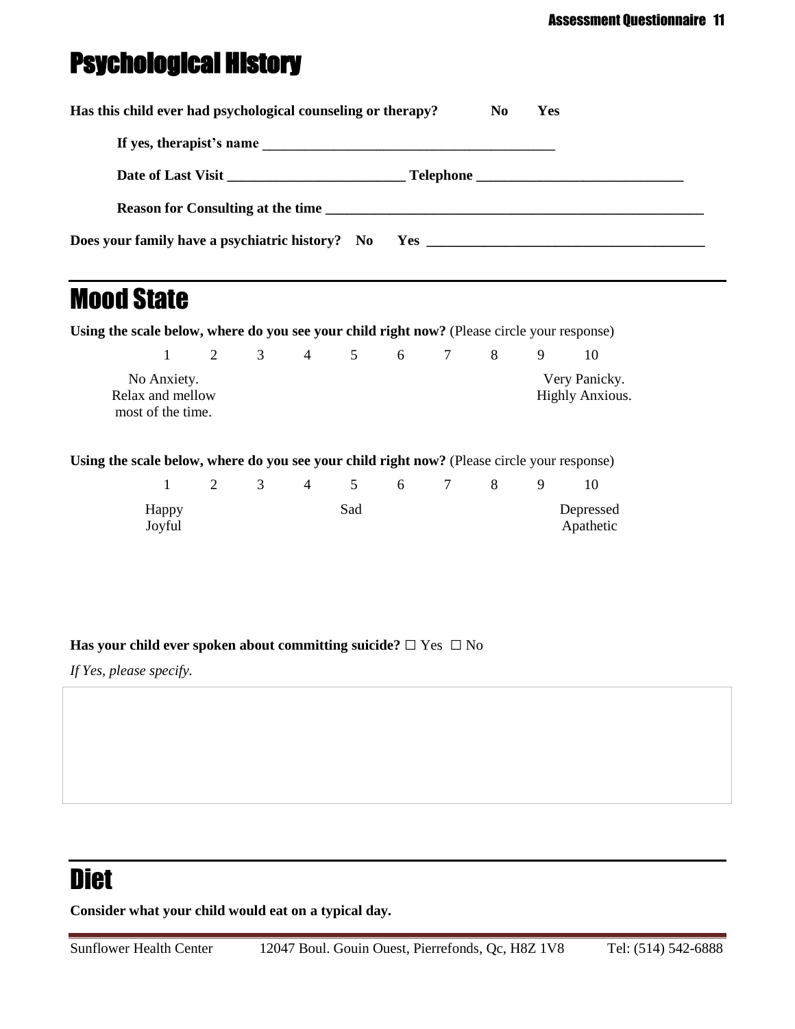# Psychological History

**Has this child ever had psychological counseling or therapy?** **No** **Yes**

**If yes, therapist's name** ________________________________________

**Date of Last Visit** ________________________ **Telephone** ____________________________

**Reason for Consulting at the time** ____________________________________________________

**Does your family have a psychiatric history?** **No** **Yes** ______________________________________

# Mood State

**Using the scale below, where do you see your child right now?** (Please circle your response)

| 1 | 2 | 3 | 4 | 5 | 6 | 7 | 8 | 9 | 10 |
|---|---|---|---|---|---|---|---|---|---|
| No Anxiety. Relax and mellow most of the time. | | | | | | | | | Very Panicky. Highly Anxious. |

**Using the scale below, where do you see your child right now?** (Please circle your response)

| 1 | 2 | 3 | 4 | 5 | 6 | 7 | 8 | 9 | 10 |
|---|---|---|---|---|---|---|---|---|---|
| Happy Joyful | | | | Sad | | | | | Depressed Apathetic |

**Has your child ever spoken about committing suicide?** ☐ Yes ☐ No

*If Yes, please specify.*

# Diet

**Consider what your child would eat on a typical day.**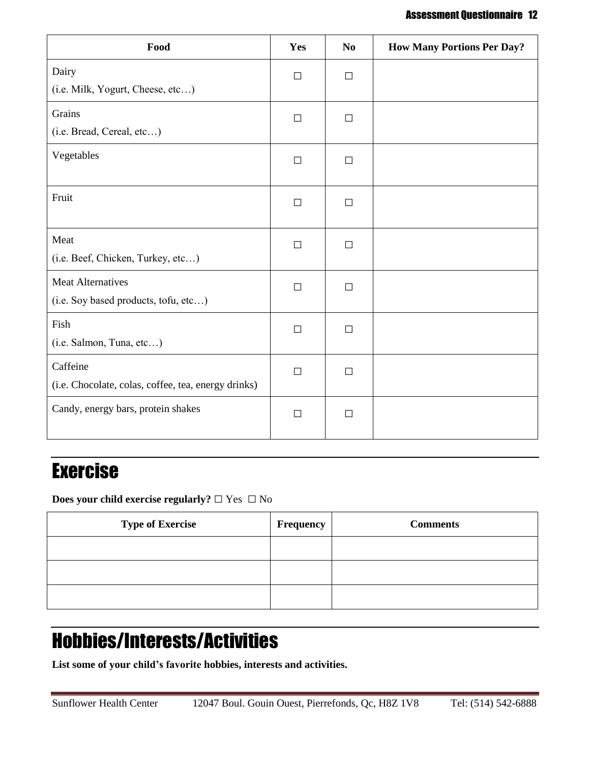| Food | Yes | No | How Many Portions Per Day? |
| --- | --- | --- | --- |
| Dairy<br>(i.e. Milk, Yogurt, Cheese, etc…) | ☐ | ☐ | |
| Grains<br>(i.e. Bread, Cereal, etc…) | ☐ | ☐ | |
| Vegetables | ☐ | ☐ | |
| Fruit | ☐ | ☐ | |
| Meat<br>(i.e. Beef, Chicken, Turkey, etc…) | ☐ | ☐ | |
| Meat Alternatives<br>(i.e. Soy based products, tofu, etc…) | ☐ | ☐ | |
| Fish<br>(i.e. Salmon, Tuna, etc…) | ☐ | ☐ | |
| Caffeine<br>(i.e. Chocolate, colas, coffee, tea, energy drinks) | ☐ | ☐ | |
| Candy, energy bars, protein shakes | ☐ | ☐ | |

# Exercise

**Does your child exercise regularly?** ☐ Yes ☐ No

| Type of Exercise | Frequency | Comments |
| --- | --- | --- |
| | | |
| | | |
| | | |

# Hobbies/Interests/Activities

**List some of your child's favorite hobbies, interests and activities.**

Sunflower Health Center 12047 Boul. Gouin Ouest, Pierrefonds, Qc, H8Z 1V8 Tel: (514) 542-6888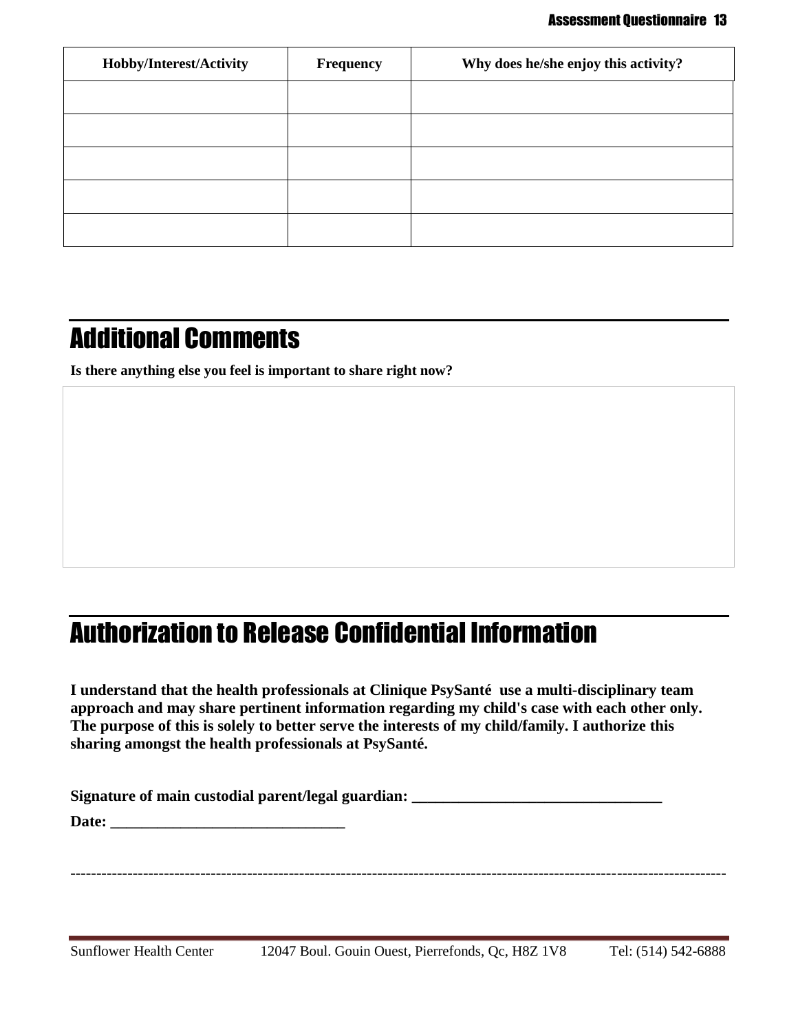| Hobby/Interest/Activity | Frequency | Why does he/she enjoy this activity? |
| --- | --- | --- |
| | | |
| | | |
| | | |
| | | |
| | | |

## Additional Comments

**Is there anything else you feel is important to share right now?**

## Authorization to Release Confidential Information

**I understand that the health professionals at Clinique PsySanté use a multi-disciplinary team approach and may share pertinent information regarding my child's case with each other only. The purpose of this is solely to better serve the interests of my child/family. I authorize this sharing amongst the health professionals at PsySanté.**

**Signature of main custodial parent/legal guardian: ________________________________**

**Date: ______________________________**

----------------------------------------------------------------------------------------------------------------------------

Sunflower Health Center 12047 Boul. Gouin Ouest, Pierrefonds, Qc, H8Z 1V8 Tel: (514) 542-6888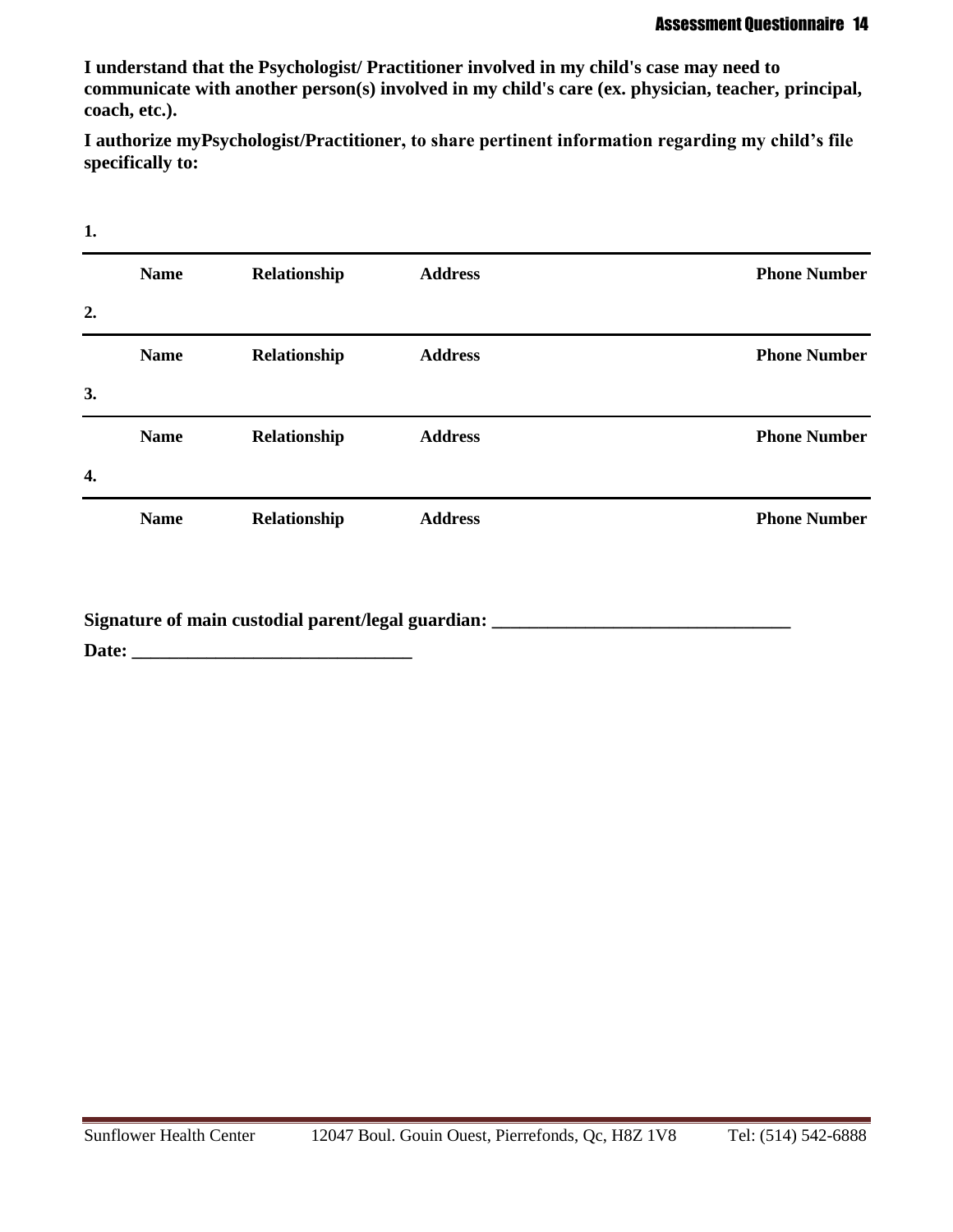**I understand that the Psychologist/ Practitioner involved in my child's case may need to communicate with another person(s) involved in my child's care (ex. physician, teacher, principal, coach, etc.).**

**I authorize myPsychologist/Practitioner, to share pertinent information regarding my child's file specifically to:**

**1.**

| **Name** | **Relationship** | **Address** | **Phone Number** |
|---|---|---|---|

**2.**

| **Name** | **Relationship** | **Address** | **Phone Number** |
|---|---|---|---|

**3.**

| **Name** | **Relationship** | **Address** | **Phone Number** |
|---|---|---|---|

**4.**

| **Name** | **Relationship** | **Address** | **Phone Number** |
|---|---|---|---|

**Signature of main custodial parent/legal guardian: _______________________________**

**Date: _____________________________**